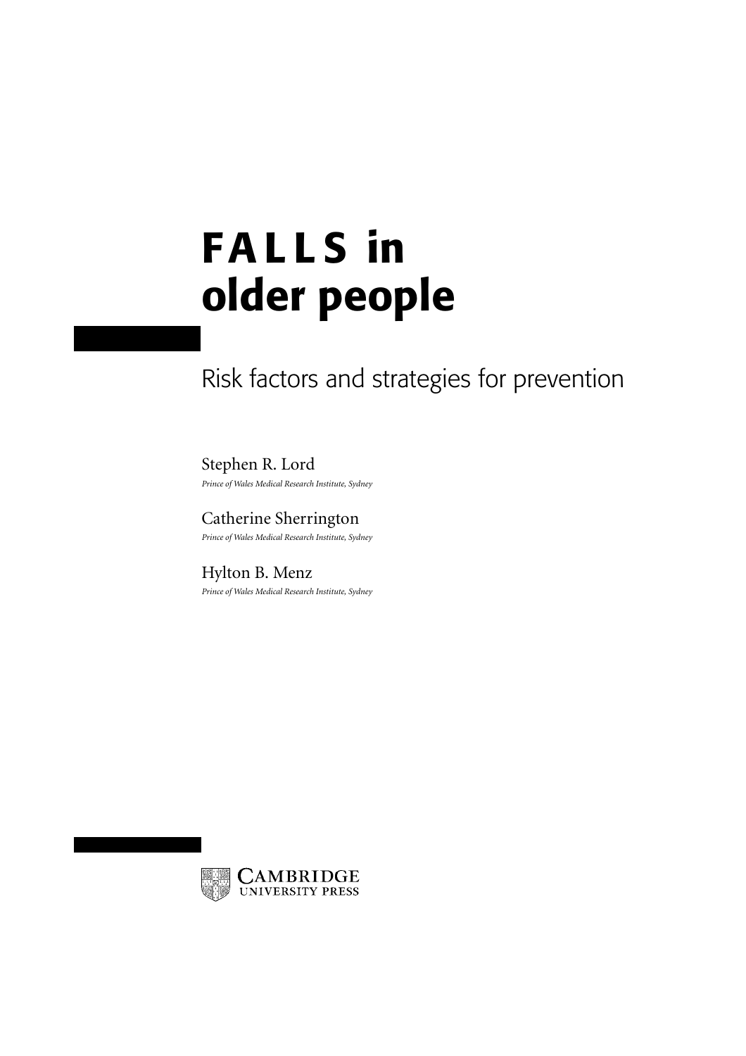# FALLS in older people

## Risk factors and strategies for prevention

Stephen R. Lord
*Prince of Wales Medical Research Institute, Sydney*

Catherine Sherrington
*Prince of Wales Medical Research Institute, Sydney*

Hylton B. Menz
*Prince of Wales Medical Research Institute, Sydney*

CAMBRIDGE
UNIVERSITY PRESS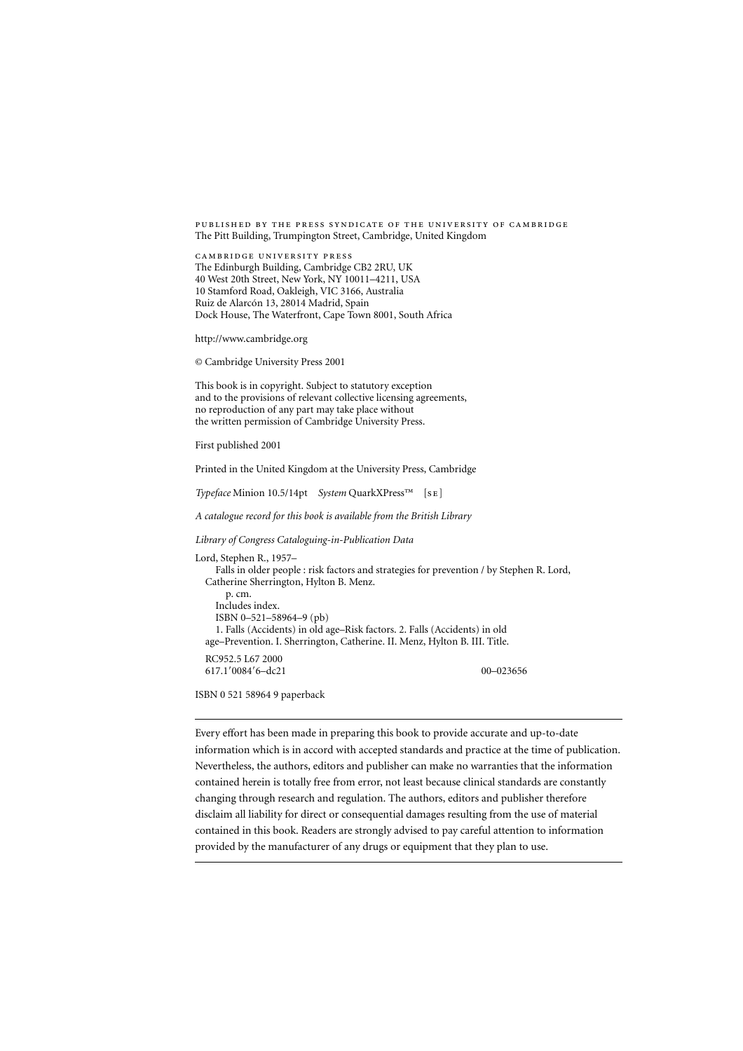PUBLISHED BY THE PRESS SYNDICATE OF THE UNIVERSITY OF CAMBRIDGE
The Pitt Building, Trumpington Street, Cambridge, United Kingdom

CAMBRIDGE UNIVERSITY PRESS
The Edinburgh Building, Cambridge CB2 2RU, UK
40 West 20th Street, New York, NY 10011–4211, USA
10 Stamford Road, Oakleigh, VIC 3166, Australia
Ruiz de Alarcón 13, 28014 Madrid, Spain
Dock House, The Waterfront, Cape Town 8001, South Africa

http://www.cambridge.org

© Cambridge University Press 2001

This book is in copyright. Subject to statutory exception
and to the provisions of relevant collective licensing agreements,
no reproduction of any part may take place without
the written permission of Cambridge University Press.

First published 2001

Printed in the United Kingdom at the University Press, Cambridge

*Typeface* Minion 10.5/14pt *System* QuarkXPress™ [SE]

*A catalogue record for this book is available from the British Library*

*Library of Congress Cataloguing-in-Publication Data*

Lord, Stephen R., 1957–
Falls in older people : risk factors and strategies for prevention / by Stephen R. Lord, Catherine Sherrington, Hylton B. Menz.
p. cm.
Includes index.
ISBN 0–521–58964–9 (pb)
1. Falls (Accidents) in old age–Risk factors. 2. Falls (Accidents) in old age–Prevention. I. Sherrington, Catherine. II. Menz, Hylton B. III. Title.
RC952.5 L67 2000
617.1′0084′6–dc21 00–023656

ISBN 0 521 58964 9 paperback

---

Every effort has been made in preparing this book to provide accurate and up-to-date information which is in accord with accepted standards and practice at the time of publication. Nevertheless, the authors, editors and publisher can make no warranties that the information contained herein is totally free from error, not least because clinical standards are constantly changing through research and regulation. The authors, editors and publisher therefore disclaim all liability for direct or consequential damages resulting from the use of material contained in this book. Readers are strongly advised to pay careful attention to information provided by the manufacturer of any drugs or equipment that they plan to use.

---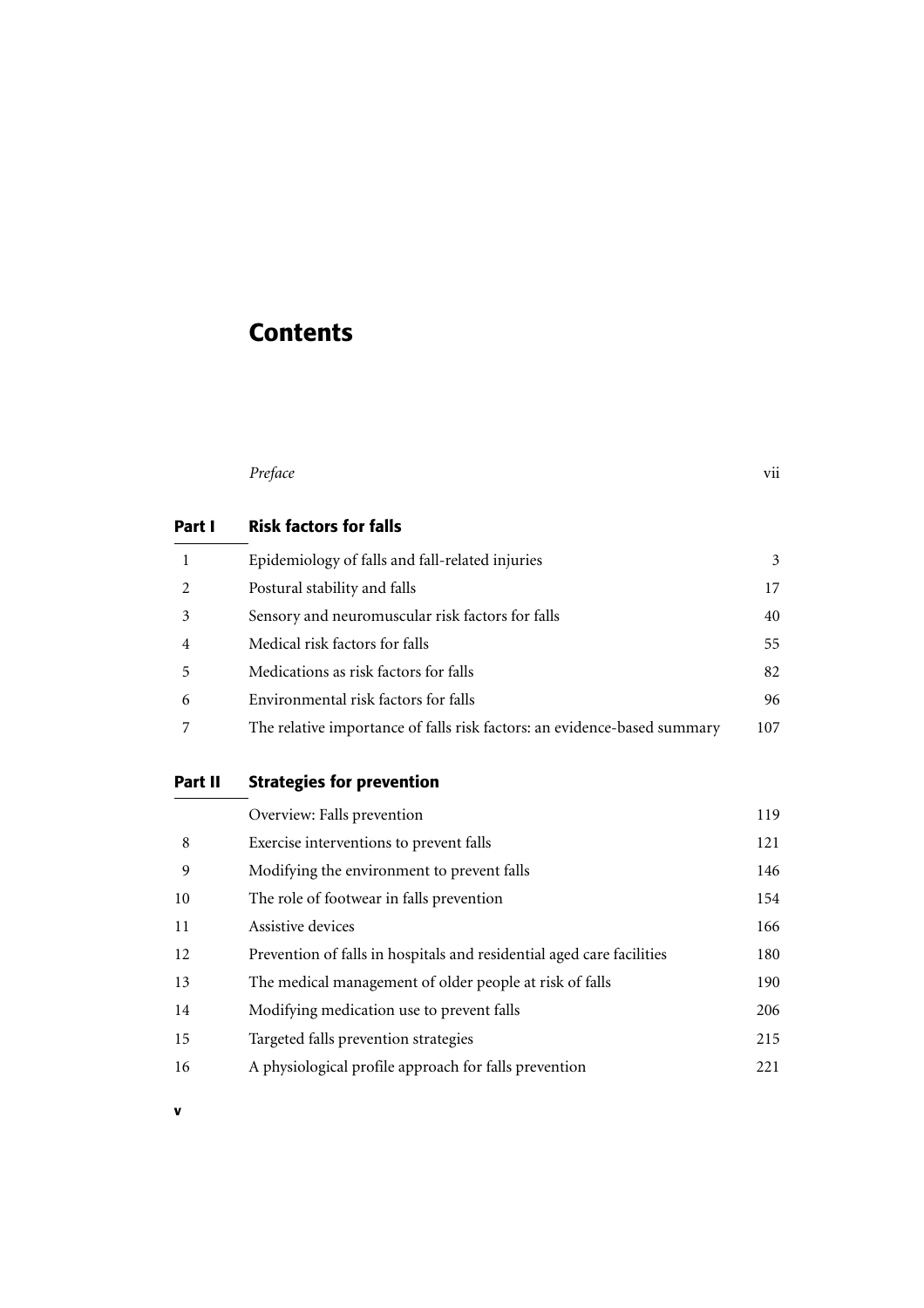# Contents

| | | |
|---|---|---|
| | *Preface* | vii |

## Part I Risk factors for falls

| | | |
|---|---|---|
| 1 | Epidemiology of falls and fall-related injuries | 3 |
| 2 | Postural stability and falls | 17 |
| 3 | Sensory and neuromuscular risk factors for falls | 40 |
| 4 | Medical risk factors for falls | 55 |
| 5 | Medications as risk factors for falls | 82 |
| 6 | Environmental risk factors for falls | 96 |
| 7 | The relative importance of falls risk factors: an evidence-based summary | 107 |

## Part II Strategies for prevention

| | | |
|---|---|---|
| | Overview: Falls prevention | 119 |
| 8 | Exercise interventions to prevent falls | 121 |
| 9 | Modifying the environment to prevent falls | 146 |
| 10 | The role of footwear in falls prevention | 154 |
| 11 | Assistive devices | 166 |
| 12 | Prevention of falls in hospitals and residential aged care facilities | 180 |
| 13 | The medical management of older people at risk of falls | 190 |
| 14 | Modifying medication use to prevent falls | 206 |
| 15 | Targeted falls prevention strategies | 215 |
| 16 | A physiological profile approach for falls prevention | 221 |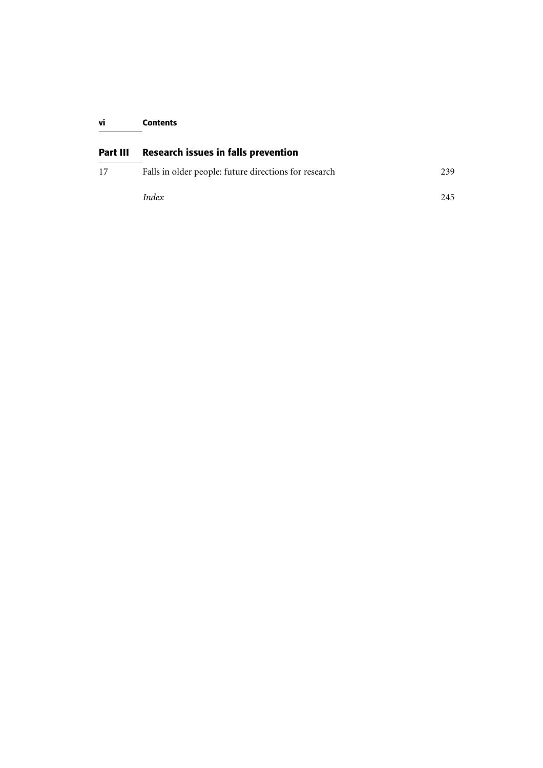## Part III Research issues in falls prevention

| | | |
|---|---|---|
| 17 | Falls in older people: future directions for research | 239 |
| | *Index* | 245 |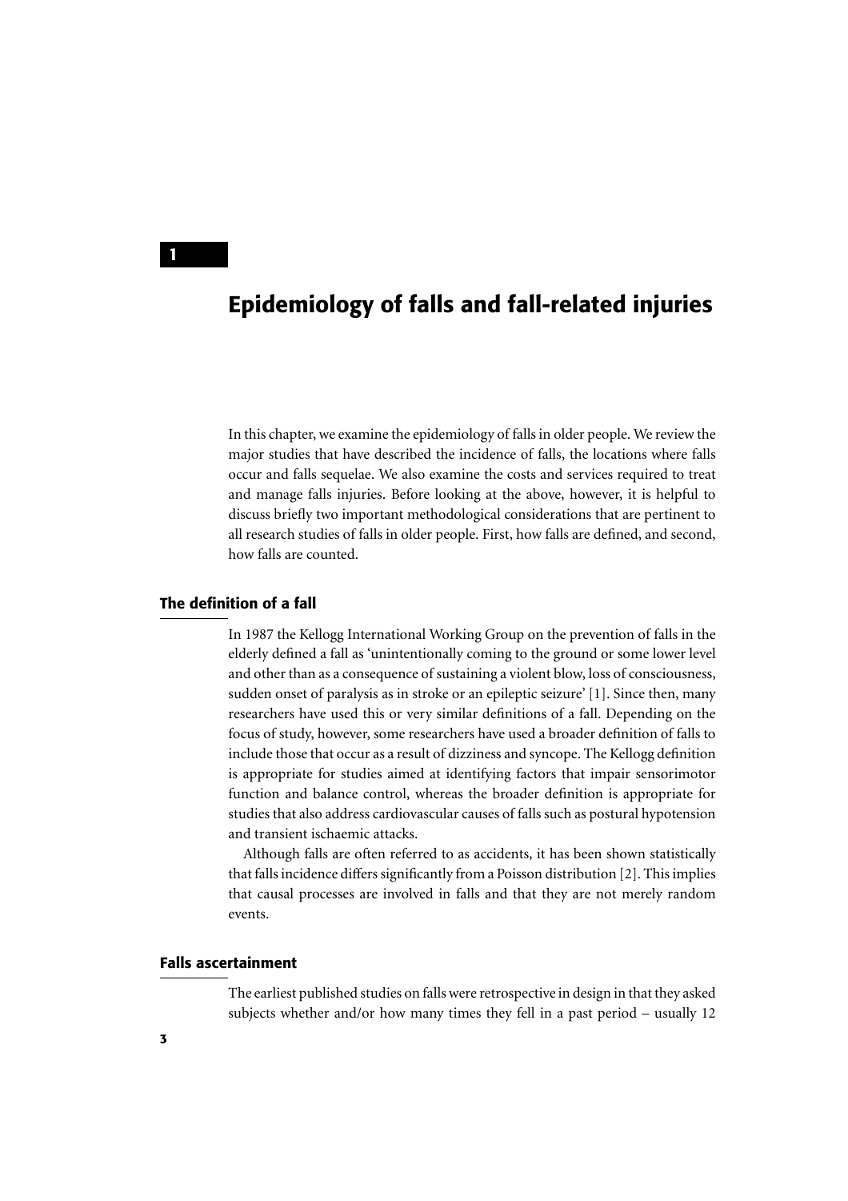# 1

# Epidemiology of falls and fall-related injuries

In this chapter, we examine the epidemiology of falls in older people. We review the major studies that have described the incidence of falls, the locations where falls occur and falls sequelae. We also examine the costs and services required to treat and manage falls injuries. Before looking at the above, however, it is helpful to discuss briefly two important methodological considerations that are pertinent to all research studies of falls in older people. First, how falls are defined, and second, how falls are counted.

## The definition of a fall

In 1987 the Kellogg International Working Group on the prevention of falls in the elderly defined a fall as 'unintentionally coming to the ground or some lower level and other than as a consequence of sustaining a violent blow, loss of consciousness, sudden onset of paralysis as in stroke or an epileptic seizure' [1]. Since then, many researchers have used this or very similar definitions of a fall. Depending on the focus of study, however, some researchers have used a broader definition of falls to include those that occur as a result of dizziness and syncope. The Kellogg definition is appropriate for studies aimed at identifying factors that impair sensorimotor function and balance control, whereas the broader definition is appropriate for studies that also address cardiovascular causes of falls such as postural hypotension and transient ischaemic attacks.

Although falls are often referred to as accidents, it has been shown statistically that falls incidence differs significantly from a Poisson distribution [2]. This implies that causal processes are involved in falls and that they are not merely random events.

## Falls ascertainment

The earliest published studies on falls were retrospective in design in that they asked subjects whether and/or how many times they fell in a past period – usually 12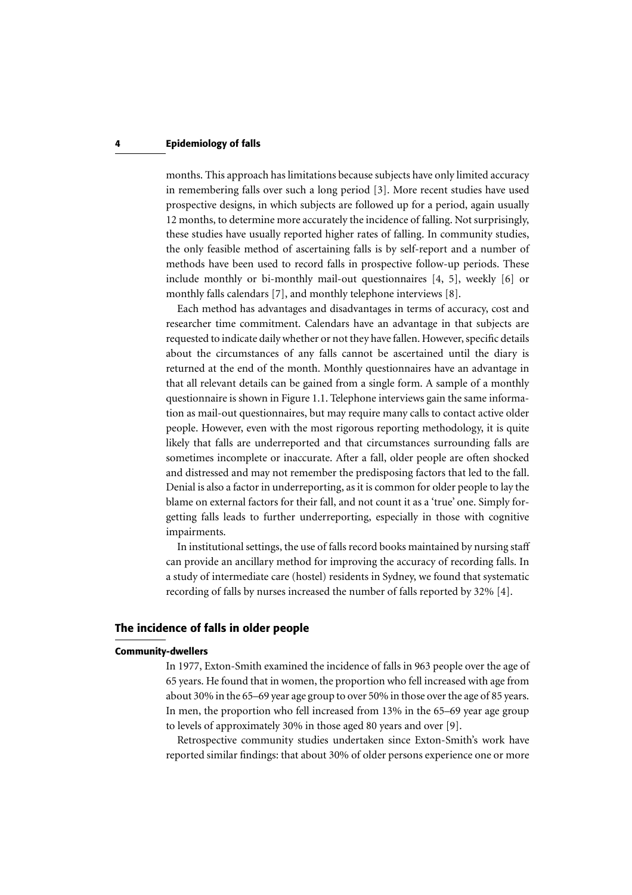months. This approach has limitations because subjects have only limited accuracy in remembering falls over such a long period [3]. More recent studies have used prospective designs, in which subjects are followed up for a period, again usually 12 months, to determine more accurately the incidence of falling. Not surprisingly, these studies have usually reported higher rates of falling. In community studies, the only feasible method of ascertaining falls is by self-report and a number of methods have been used to record falls in prospective follow-up periods. These include monthly or bi-monthly mail-out questionnaires [4, 5], weekly [6] or monthly falls calendars [7], and monthly telephone interviews [8].

Each method has advantages and disadvantages in terms of accuracy, cost and researcher time commitment. Calendars have an advantage in that subjects are requested to indicate daily whether or not they have fallen. However, specific details about the circumstances of any falls cannot be ascertained until the diary is returned at the end of the month. Monthly questionnaires have an advantage in that all relevant details can be gained from a single form. A sample of a monthly questionnaire is shown in Figure 1.1. Telephone interviews gain the same information as mail-out questionnaires, but may require many calls to contact active older people. However, even with the most rigorous reporting methodology, it is quite likely that falls are underreported and that circumstances surrounding falls are sometimes incomplete or inaccurate. After a fall, older people are often shocked and distressed and may not remember the predisposing factors that led to the fall. Denial is also a factor in underreporting, as it is common for older people to lay the blame on external factors for their fall, and not count it as a 'true' one. Simply forgetting falls leads to further underreporting, especially in those with cognitive impairments.

In institutional settings, the use of falls record books maintained by nursing staff can provide an ancillary method for improving the accuracy of recording falls. In a study of intermediate care (hostel) residents in Sydney, we found that systematic recording of falls by nurses increased the number of falls reported by 32% [4].

## The incidence of falls in older people

### Community-dwellers

In 1977, Exton-Smith examined the incidence of falls in 963 people over the age of 65 years. He found that in women, the proportion who fell increased with age from about 30% in the 65–69 year age group to over 50% in those over the age of 85 years. In men, the proportion who fell increased from 13% in the 65–69 year age group to levels of approximately 30% in those aged 80 years and over [9].

Retrospective community studies undertaken since Exton-Smith's work have reported similar findings: that about 30% of older persons experience one or more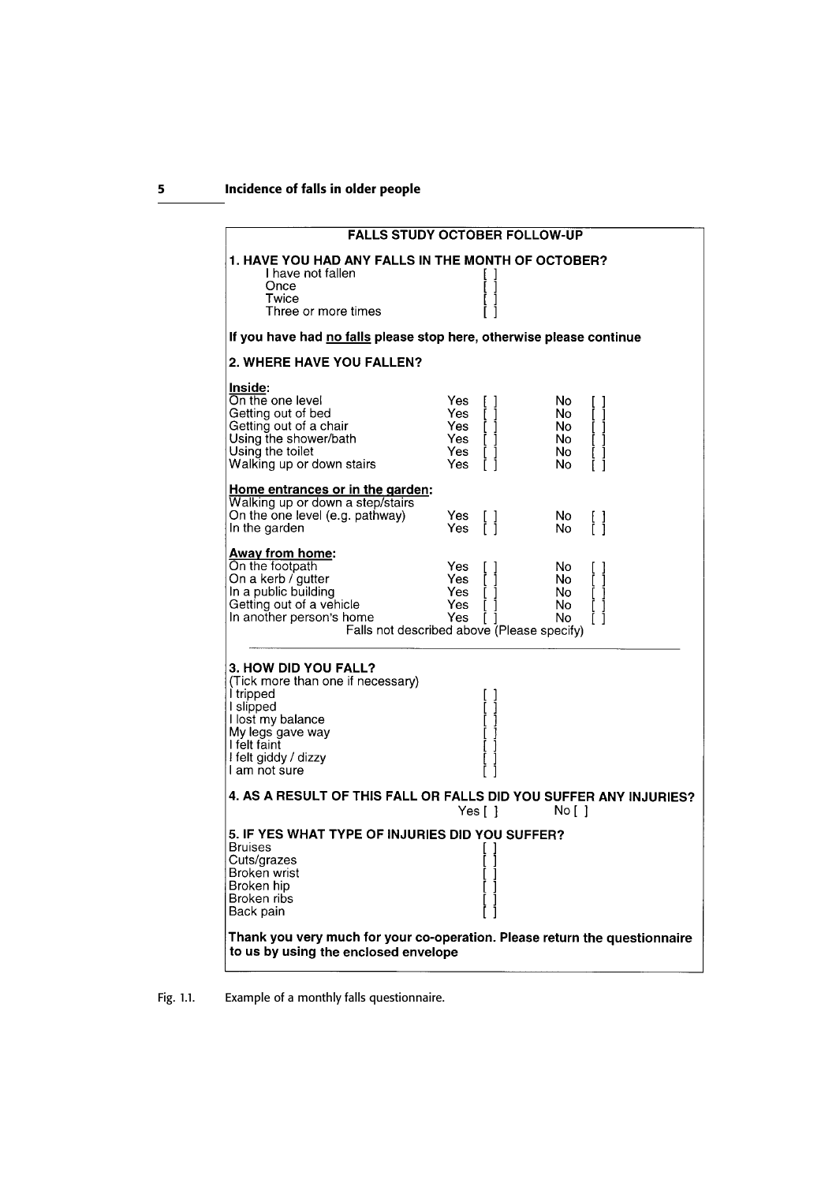**FALLS STUDY OCTOBER FOLLOW-UP**

**1. HAVE YOU HAD ANY FALLS IN THE MONTH OF OCTOBER?**

| | |
|---|---|
| I have not fallen | [ ] |
| Once | [ ] |
| Twice | [ ] |
| Three or more times | [ ] |

**If you have had no falls please stop here, otherwise please continue**

**2. WHERE HAVE YOU FALLEN?**

| | | |
|---|---|---|
| **Inside:** | | |
| On the one level | Yes [ ] | No [ ] |
| Getting out of bed | Yes [ ] | No [ ] |
| Getting out of a chair | Yes [ ] | No [ ] |
| Using the shower/bath | Yes [ ] | No [ ] |
| Using the toilet | Yes [ ] | No [ ] |
| Walking up or down stairs | Yes [ ] | No [ ] |
| **Home entrances or in the garden:** | | |
| Walking up or down a step/stairs | | |
| On the one level (e.g. pathway) | Yes [ ] | No [ ] |
| In the garden | Yes [ ] | No [ ] |
| **Away from home:** | | |
| On the footpath | Yes [ ] | No [ ] |
| On a kerb / gutter | Yes [ ] | No [ ] |
| In a public building | Yes [ ] | No [ ] |
| Getting out of a vehicle | Yes [ ] | No [ ] |
| In another person's home | Yes [ ] | No [ ] |

Falls not described above (Please specify)

\_\_\_\_\_\_\_\_\_\_\_\_\_\_\_\_\_\_\_\_\_\_\_\_\_\_\_\_\_\_\_\_\_\_\_\_\_\_

**3. HOW DID YOU FALL?**

(Tick more than one if necessary)

| | |
|---|---|
| I tripped | [ ] |
| I slipped | [ ] |
| I lost my balance | [ ] |
| My legs gave way | [ ] |
| I felt faint | [ ] |
| I felt giddy / dizzy | [ ] |
| I am not sure | [ ] |

**4. AS A RESULT OF THIS FALL OR FALLS DID YOU SUFFER ANY INJURIES?**

Yes [ ] No [ ]

**5. IF YES WHAT TYPE OF INJURIES DID YOU SUFFER?**

| | |
|---|---|
| Bruises | [ ] |
| Cuts/grazes | [ ] |
| Broken wrist | [ ] |
| Broken hip | [ ] |
| Broken ribs | [ ] |
| Back pain | [ ] |

**Thank you very much for your co-operation. Please return the questionnaire to us by using the enclosed envelope**

Fig. 1.1. Example of a monthly falls questionnaire.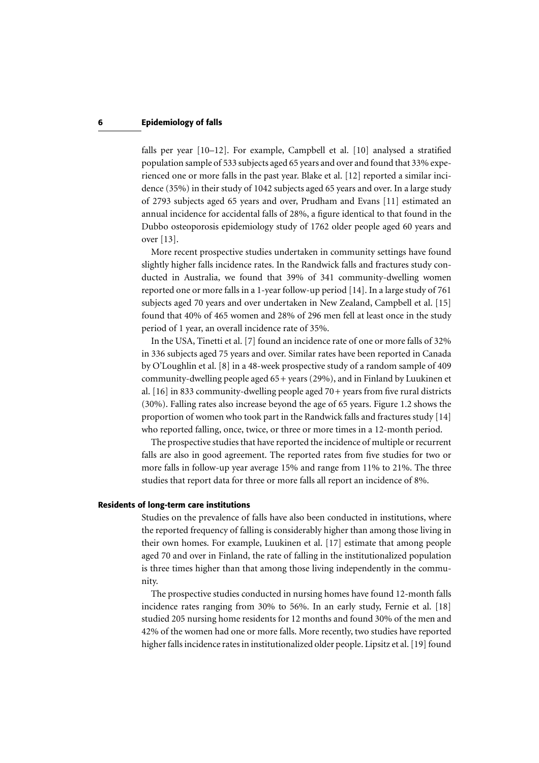falls per year [10–12]. For example, Campbell et al. [10] analysed a stratified population sample of 533 subjects aged 65 years and over and found that 33% experienced one or more falls in the past year. Blake et al. [12] reported a similar incidence (35%) in their study of 1042 subjects aged 65 years and over. In a large study of 2793 subjects aged 65 years and over, Prudham and Evans [11] estimated an annual incidence for accidental falls of 28%, a figure identical to that found in the Dubbo osteoporosis epidemiology study of 1762 older people aged 60 years and over [13].

More recent prospective studies undertaken in community settings have found slightly higher falls incidence rates. In the Randwick falls and fractures study conducted in Australia, we found that 39% of 341 community-dwelling women reported one or more falls in a 1-year follow-up period [14]. In a large study of 761 subjects aged 70 years and over undertaken in New Zealand, Campbell et al. [15] found that 40% of 465 women and 28% of 296 men fell at least once in the study period of 1 year, an overall incidence rate of 35%.

In the USA, Tinetti et al. [7] found an incidence rate of one or more falls of 32% in 336 subjects aged 75 years and over. Similar rates have been reported in Canada by O'Loughlin et al. [8] in a 48-week prospective study of a random sample of 409 community-dwelling people aged 65+ years (29%), and in Finland by Luukinen et al. [16] in 833 community-dwelling people aged 70+ years from five rural districts (30%). Falling rates also increase beyond the age of 65 years. Figure 1.2 shows the proportion of women who took part in the Randwick falls and fractures study [14] who reported falling, once, twice, or three or more times in a 12-month period.

The prospective studies that have reported the incidence of multiple or recurrent falls are also in good agreement. The reported rates from five studies for two or more falls in follow-up year average 15% and range from 11% to 21%. The three studies that report data for three or more falls all report an incidence of 8%.

### Residents of long-term care institutions

Studies on the prevalence of falls have also been conducted in institutions, where the reported frequency of falling is considerably higher than among those living in their own homes. For example, Luukinen et al. [17] estimate that among people aged 70 and over in Finland, the rate of falling in the institutionalized population is three times higher than that among those living independently in the community.

The prospective studies conducted in nursing homes have found 12-month falls incidence rates ranging from 30% to 56%. In an early study, Fernie et al. [18] studied 205 nursing home residents for 12 months and found 30% of the men and 42% of the women had one or more falls. More recently, two studies have reported higher falls incidence rates in institutionalized older people. Lipsitz et al. [19] found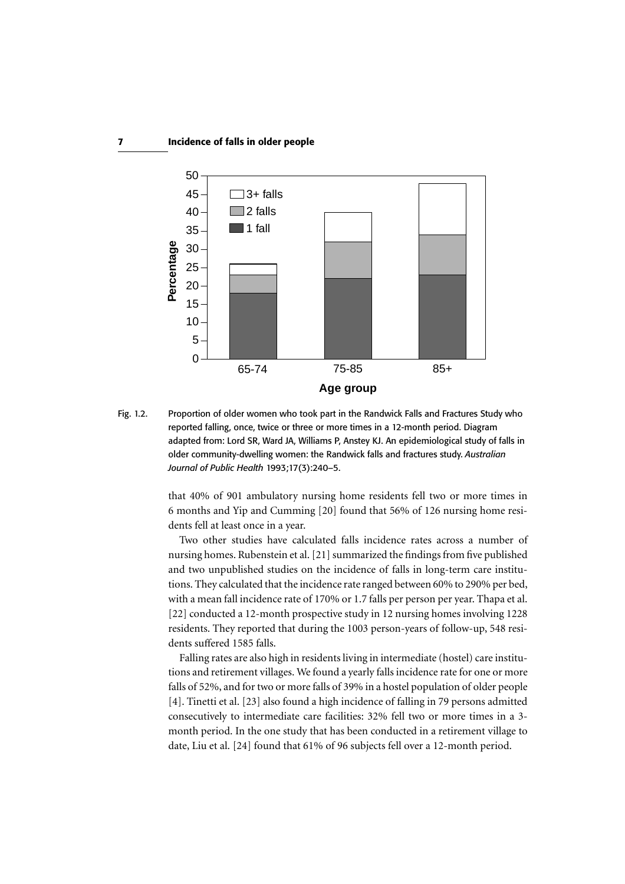Fig. 1.2. Proportion of older women who took part in the Randwick Falls and Fractures Study who reported falling, once, twice or three or more times in a 12-month period. Diagram adapted from: Lord SR, Ward JA, Williams P, Anstey KJ. An epidemiological study of falls in older community-dwelling women: the Randwick falls and fractures study. *Australian Journal of Public Health* 1993;17(3):240–5.

that 40% of 901 ambulatory nursing home residents fell two or more times in 6 months and Yip and Cumming [20] found that 56% of 126 nursing home residents fell at least once in a year.

Two other studies have calculated falls incidence rates across a number of nursing homes. Rubenstein et al. [21] summarized the findings from five published and two unpublished studies on the incidence of falls in long-term care institutions. They calculated that the incidence rate ranged between 60% to 290% per bed, with a mean fall incidence rate of 170% or 1.7 falls per person per year. Thapa et al. [22] conducted a 12-month prospective study in 12 nursing homes involving 1228 residents. They reported that during the 1003 person-years of follow-up, 548 residents suffered 1585 falls.

Falling rates are also high in residents living in intermediate (hostel) care institutions and retirement villages. We found a yearly falls incidence rate for one or more falls of 52%, and for two or more falls of 39% in a hostel population of older people [4]. Tinetti et al. [23] also found a high incidence of falling in 79 persons admitted consecutively to intermediate care facilities: 32% fell two or more times in a 3-month period. In the one study that has been conducted in a retirement village to date, Liu et al. [24] found that 61% of 96 subjects fell over a 12-month period.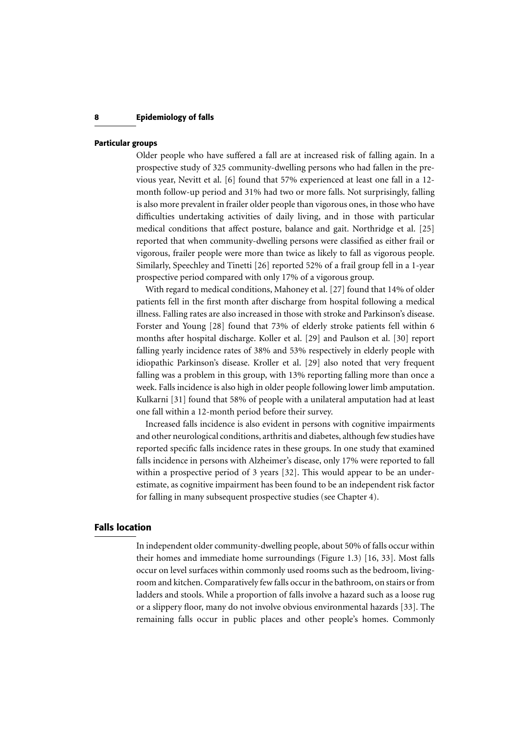### Particular groups

Older people who have suffered a fall are at increased risk of falling again. In a prospective study of 325 community-dwelling persons who had fallen in the previous year, Nevitt et al. [6] found that 57% experienced at least one fall in a 12-month follow-up period and 31% had two or more falls. Not surprisingly, falling is also more prevalent in frailer older people than vigorous ones, in those who have difficulties undertaking activities of daily living, and in those with particular medical conditions that affect posture, balance and gait. Northridge et al. [25] reported that when community-dwelling persons were classified as either frail or vigorous, frailer people were more than twice as likely to fall as vigorous people. Similarly, Speechley and Tinetti [26] reported 52% of a frail group fell in a 1-year prospective period compared with only 17% of a vigorous group.

With regard to medical conditions, Mahoney et al. [27] found that 14% of older patients fell in the first month after discharge from hospital following a medical illness. Falling rates are also increased in those with stroke and Parkinson's disease. Forster and Young [28] found that 73% of elderly stroke patients fell within 6 months after hospital discharge. Koller et al. [29] and Paulson et al. [30] report falling yearly incidence rates of 38% and 53% respectively in elderly people with idiopathic Parkinson's disease. Kroller et al. [29] also noted that very frequent falling was a problem in this group, with 13% reporting falling more than once a week. Falls incidence is also high in older people following lower limb amputation. Kulkarni [31] found that 58% of people with a unilateral amputation had at least one fall within a 12-month period before their survey.

Increased falls incidence is also evident in persons with cognitive impairments and other neurological conditions, arthritis and diabetes, although few studies have reported specific falls incidence rates in these groups. In one study that examined falls incidence in persons with Alzheimer's disease, only 17% were reported to fall within a prospective period of 3 years [32]. This would appear to be an underestimate, as cognitive impairment has been found to be an independent risk factor for falling in many subsequent prospective studies (see Chapter 4).

## Falls location

In independent older community-dwelling people, about 50% of falls occur within their homes and immediate home surroundings (Figure 1.3) [16, 33]. Most falls occur on level surfaces within commonly used rooms such as the bedroom, living-room and kitchen. Comparatively few falls occur in the bathroom, on stairs or from ladders and stools. While a proportion of falls involve a hazard such as a loose rug or a slippery floor, many do not involve obvious environmental hazards [33]. The remaining falls occur in public places and other people's homes. Commonly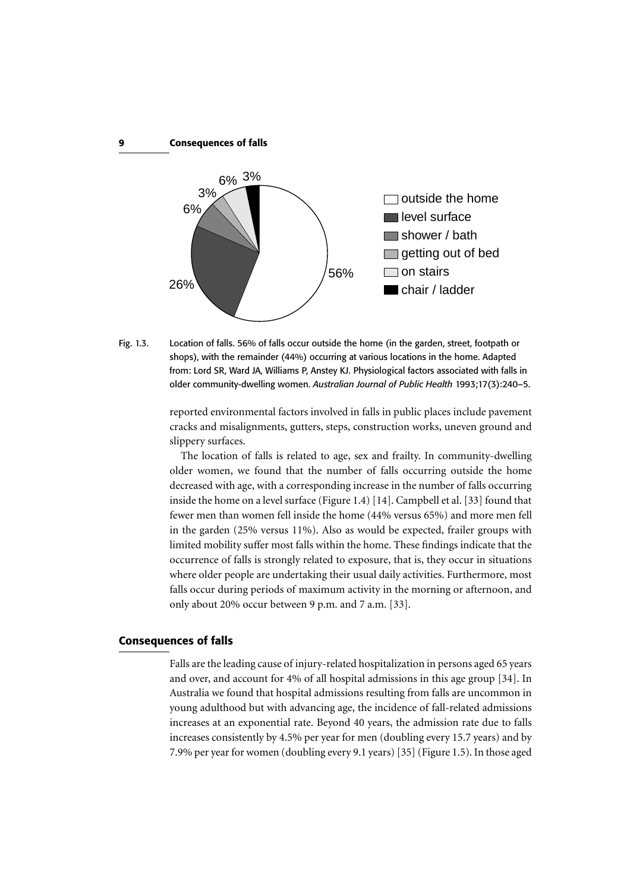Fig. 1.3. Location of falls. 56% of falls occur outside the home (in the garden, street, footpath or shops), with the remainder (44%) occurring at various locations in the home. Adapted from: Lord SR, Ward JA, Williams P, Anstey KJ. Physiological factors associated with falls in older community-dwelling women. *Australian Journal of Public Health* 1993;17(3):240–5.

reported environmental factors involved in falls in public places include pavement cracks and misalignments, gutters, steps, construction works, uneven ground and slippery surfaces.

The location of falls is related to age, sex and frailty. In community-dwelling older women, we found that the number of falls occurring outside the home decreased with age, with a corresponding increase in the number of falls occurring inside the home on a level surface (Figure 1.4) [14]. Campbell et al. [33] found that fewer men than women fell inside the home (44% versus 65%) and more men fell in the garden (25% versus 11%). Also as would be expected, frailer groups with limited mobility suffer most falls within the home. These findings indicate that the occurrence of falls is strongly related to exposure, that is, they occur in situations where older people are undertaking their usual daily activities. Furthermore, most falls occur during periods of maximum activity in the morning or afternoon, and only about 20% occur between 9 p.m. and 7 a.m. [33].

## Consequences of falls

Falls are the leading cause of injury-related hospitalization in persons aged 65 years and over, and account for 4% of all hospital admissions in this age group [34]. In Australia we found that hospital admissions resulting from falls are uncommon in young adulthood but with advancing age, the incidence of fall-related admissions increases at an exponential rate. Beyond 40 years, the admission rate due to falls increases consistently by 4.5% per year for men (doubling every 15.7 years) and by 7.9% per year for women (doubling every 9.1 years) [35] (Figure 1.5). In those aged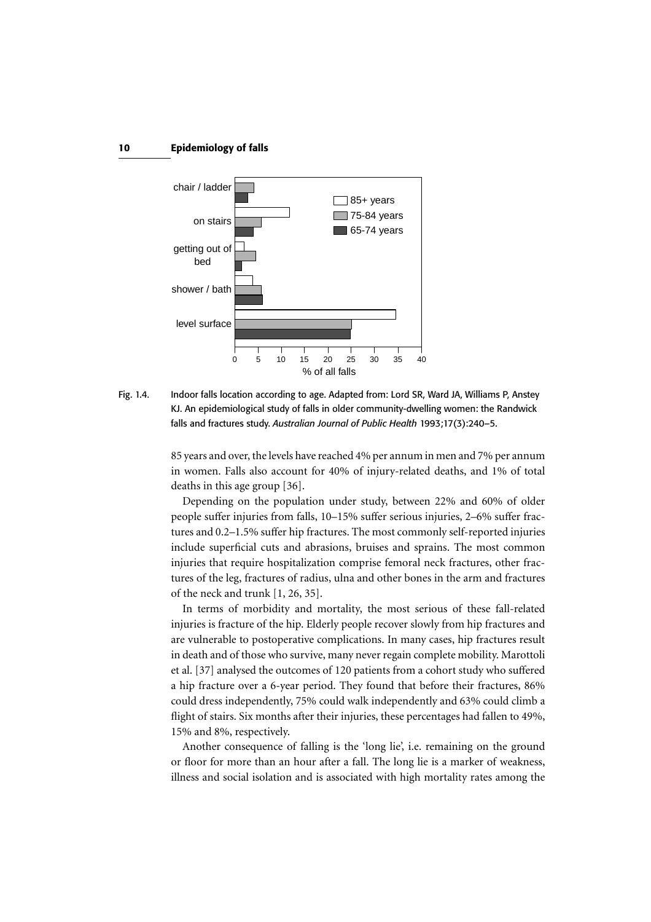Fig. 1.4. Indoor falls location according to age. Adapted from: Lord SR, Ward JA, Williams P, Anstey KJ. An epidemiological study of falls in older community-dwelling women: the Randwick falls and fractures study. *Australian Journal of Public Health* 1993;17(3):240–5.

85 years and over, the levels have reached 4% per annum in men and 7% per annum in women. Falls also account for 40% of injury-related deaths, and 1% of total deaths in this age group [36].

Depending on the population under study, between 22% and 60% of older people suffer injuries from falls, 10–15% suffer serious injuries, 2–6% suffer fractures and 0.2–1.5% suffer hip fractures. The most commonly self-reported injuries include superficial cuts and abrasions, bruises and sprains. The most common injuries that require hospitalization comprise femoral neck fractures, other fractures of the leg, fractures of radius, ulna and other bones in the arm and fractures of the neck and trunk [1, 26, 35].

In terms of morbidity and mortality, the most serious of these fall-related injuries is fracture of the hip. Elderly people recover slowly from hip fractures and are vulnerable to postoperative complications. In many cases, hip fractures result in death and of those who survive, many never regain complete mobility. Marottoli et al. [37] analysed the outcomes of 120 patients from a cohort study who suffered a hip fracture over a 6-year period. They found that before their fractures, 86% could dress independently, 75% could walk independently and 63% could climb a flight of stairs. Six months after their injuries, these percentages had fallen to 49%, 15% and 8%, respectively.

Another consequence of falling is the 'long lie', i.e. remaining on the ground or floor for more than an hour after a fall. The long lie is a marker of weakness, illness and social isolation and is associated with high mortality rates among the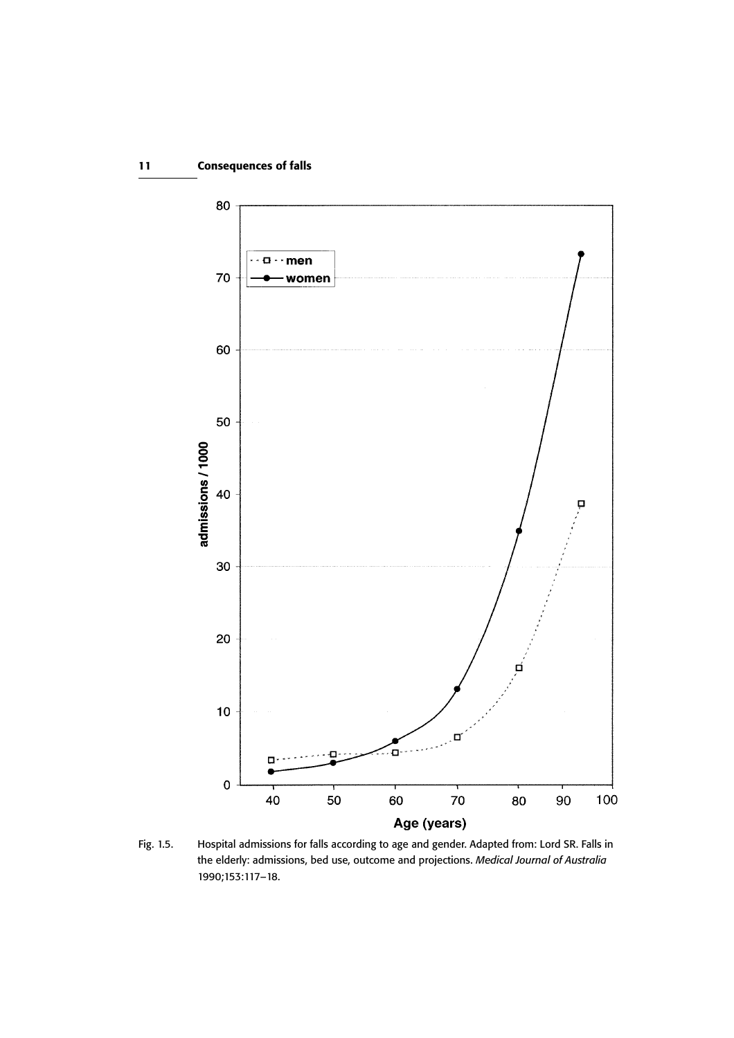Fig. 1.5. Hospital admissions for falls according to age and gender. Adapted from: Lord SR. Falls in the elderly: admissions, bed use, outcome and projections. *Medical Journal of Australia* 1990;153:117–18.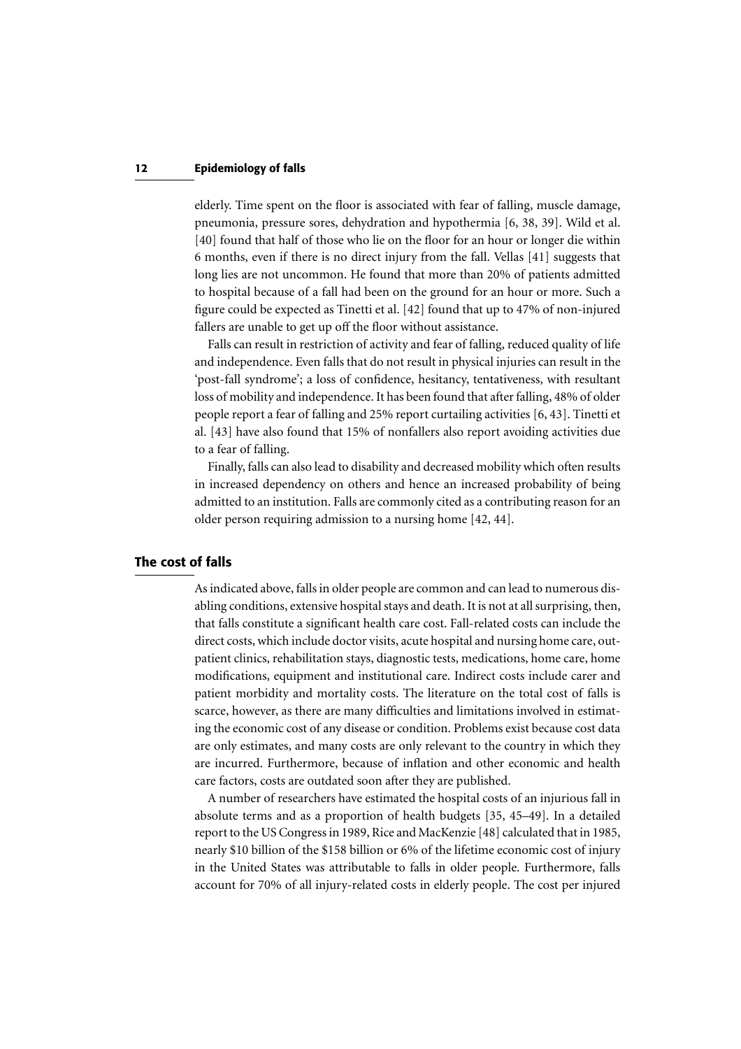elderly. Time spent on the floor is associated with fear of falling, muscle damage, pneumonia, pressure sores, dehydration and hypothermia [6, 38, 39]. Wild et al. [40] found that half of those who lie on the floor for an hour or longer die within 6 months, even if there is no direct injury from the fall. Vellas [41] suggests that long lies are not uncommon. He found that more than 20% of patients admitted to hospital because of a fall had been on the ground for an hour or more. Such a figure could be expected as Tinetti et al. [42] found that up to 47% of non-injured fallers are unable to get up off the floor without assistance.

Falls can result in restriction of activity and fear of falling, reduced quality of life and independence. Even falls that do not result in physical injuries can result in the 'post-fall syndrome'; a loss of confidence, hesitancy, tentativeness, with resultant loss of mobility and independence. It has been found that after falling, 48% of older people report a fear of falling and 25% report curtailing activities [6, 43]. Tinetti et al. [43] have also found that 15% of nonfallers also report avoiding activities due to a fear of falling.

Finally, falls can also lead to disability and decreased mobility which often results in increased dependency on others and hence an increased probability of being admitted to an institution. Falls are commonly cited as a contributing reason for an older person requiring admission to a nursing home [42, 44].

## The cost of falls

As indicated above, falls in older people are common and can lead to numerous disabling conditions, extensive hospital stays and death. It is not at all surprising, then, that falls constitute a significant health care cost. Fall-related costs can include the direct costs, which include doctor visits, acute hospital and nursing home care, outpatient clinics, rehabilitation stays, diagnostic tests, medications, home care, home modifications, equipment and institutional care. Indirect costs include carer and patient morbidity and mortality costs. The literature on the total cost of falls is scarce, however, as there are many difficulties and limitations involved in estimating the economic cost of any disease or condition. Problems exist because cost data are only estimates, and many costs are only relevant to the country in which they are incurred. Furthermore, because of inflation and other economic and health care factors, costs are outdated soon after they are published.

A number of researchers have estimated the hospital costs of an injurious fall in absolute terms and as a proportion of health budgets [35, 45–49]. In a detailed report to the US Congress in 1989, Rice and MacKenzie [48] calculated that in 1985, nearly $10 billion of the $158 billion or 6% of the lifetime economic cost of injury in the United States was attributable to falls in older people. Furthermore, falls account for 70% of all injury-related costs in elderly people. The cost per injured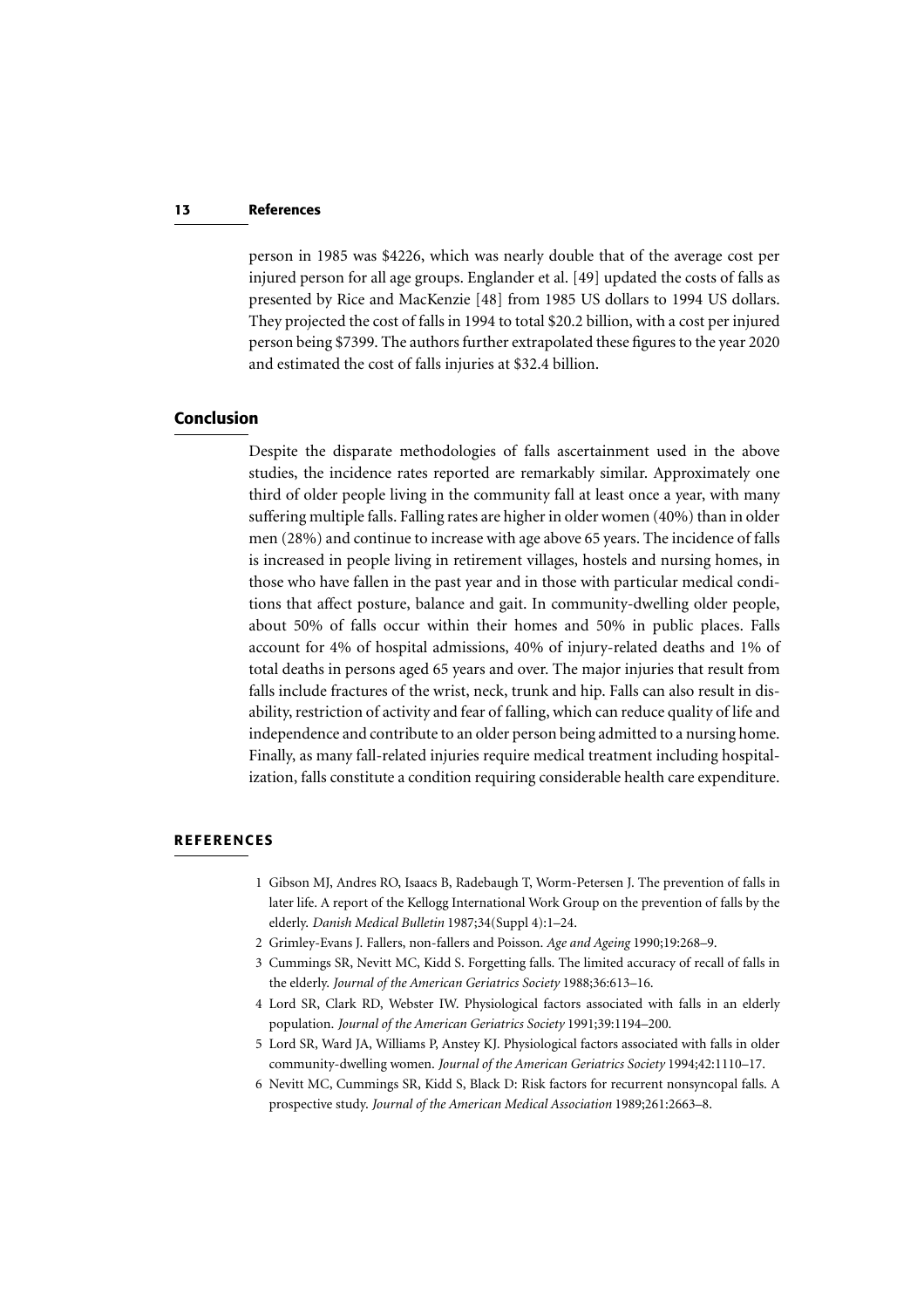person in 1985 was $4226, which was nearly double that of the average cost per injured person for all age groups. Englander et al. [49] updated the costs of falls as presented by Rice and MacKenzie [48] from 1985 US dollars to 1994 US dollars. They projected the cost of falls in 1994 to total $20.2 billion, with a cost per injured person being $7399. The authors further extrapolated these figures to the year 2020 and estimated the cost of falls injuries at $32.4 billion.

## Conclusion

Despite the disparate methodologies of falls ascertainment used in the above studies, the incidence rates reported are remarkably similar. Approximately one third of older people living in the community fall at least once a year, with many suffering multiple falls. Falling rates are higher in older women (40%) than in older men (28%) and continue to increase with age above 65 years. The incidence of falls is increased in people living in retirement villages, hostels and nursing homes, in those who have fallen in the past year and in those with particular medical conditions that affect posture, balance and gait. In community-dwelling older people, about 50% of falls occur within their homes and 50% in public places. Falls account for 4% of hospital admissions, 40% of injury-related deaths and 1% of total deaths in persons aged 65 years and over. The major injuries that result from falls include fractures of the wrist, neck, trunk and hip. Falls can also result in disability, restriction of activity and fear of falling, which can reduce quality of life and independence and contribute to an older person being admitted to a nursing home. Finally, as many fall-related injuries require medical treatment including hospitalization, falls constitute a condition requiring considerable health care expenditure.

## REFERENCES

1. Gibson MJ, Andres RO, Isaacs B, Radebaugh T, Worm-Petersen J. The prevention of falls in later life. A report of the Kellogg International Work Group on the prevention of falls by the elderly. *Danish Medical Bulletin* 1987;34(Suppl 4):1–24.
2. Grimley-Evans J. Fallers, non-fallers and Poisson. *Age and Ageing* 1990;19:268–9.
3. Cummings SR, Nevitt MC, Kidd S. Forgetting falls. The limited accuracy of recall of falls in the elderly. *Journal of the American Geriatrics Society* 1988;36:613–16.
4. Lord SR, Clark RD, Webster IW. Physiological factors associated with falls in an elderly population. *Journal of the American Geriatrics Society* 1991;39:1194–200.
5. Lord SR, Ward JA, Williams P, Anstey KJ. Physiological factors associated with falls in older community-dwelling women. *Journal of the American Geriatrics Society* 1994;42:1110–17.
6. Nevitt MC, Cummings SR, Kidd S, Black D: Risk factors for recurrent nonsyncopal falls. A prospective study. *Journal of the American Medical Association* 1989;261:2663–8.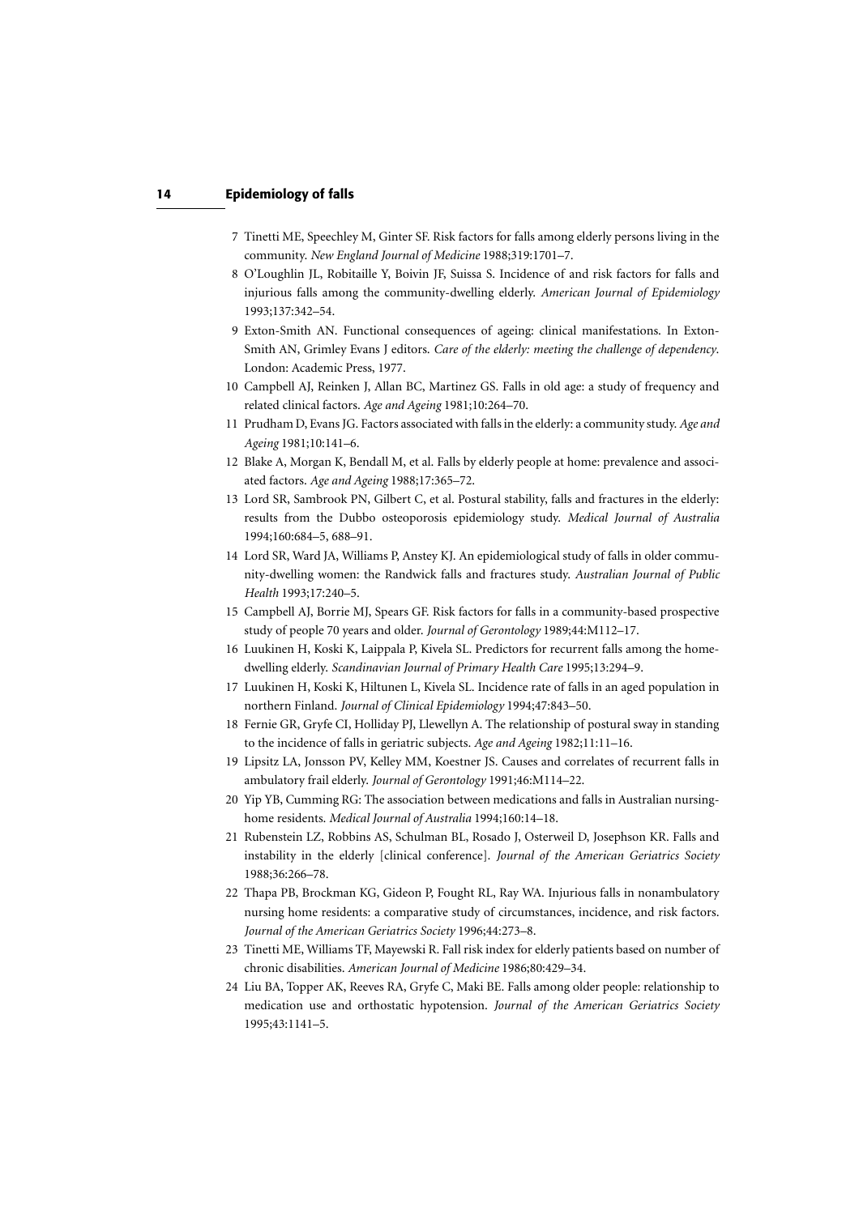7 Tinetti ME, Speechley M, Ginter SF. Risk factors for falls among elderly persons living in the community. *New England Journal of Medicine* 1988;319:1701–7.

8 O'Loughlin JL, Robitaille Y, Boivin JF, Suissa S. Incidence of and risk factors for falls and injurious falls among the community-dwelling elderly. *American Journal of Epidemiology* 1993;137:342–54.

9 Exton-Smith AN. Functional consequences of ageing: clinical manifestations. In Exton-Smith AN, Grimley Evans J editors. *Care of the elderly: meeting the challenge of dependency*. London: Academic Press, 1977.

10 Campbell AJ, Reinken J, Allan BC, Martinez GS. Falls in old age: a study of frequency and related clinical factors. *Age and Ageing* 1981;10:264–70.

11 Prudham D, Evans JG. Factors associated with falls in the elderly: a community study. *Age and Ageing* 1981;10:141–6.

12 Blake A, Morgan K, Bendall M, et al. Falls by elderly people at home: prevalence and associated factors. *Age and Ageing* 1988;17:365–72.

13 Lord SR, Sambrook PN, Gilbert C, et al. Postural stability, falls and fractures in the elderly: results from the Dubbo osteoporosis epidemiology study. *Medical Journal of Australia* 1994;160:684–5, 688–91.

14 Lord SR, Ward JA, Williams P, Anstey KJ. An epidemiological study of falls in older community-dwelling women: the Randwick falls and fractures study. *Australian Journal of Public Health* 1993;17:240–5.

15 Campbell AJ, Borrie MJ, Spears GF. Risk factors for falls in a community-based prospective study of people 70 years and older. *Journal of Gerontology* 1989;44:M112–17.

16 Luukinen H, Koski K, Laippala P, Kivela SL. Predictors for recurrent falls among the home-dwelling elderly. *Scandinavian Journal of Primary Health Care* 1995;13:294–9.

17 Luukinen H, Koski K, Hiltunen L, Kivela SL. Incidence rate of falls in an aged population in northern Finland. *Journal of Clinical Epidemiology* 1994;47:843–50.

18 Fernie GR, Gryfe CI, Holliday PJ, Llewellyn A. The relationship of postural sway in standing to the incidence of falls in geriatric subjects. *Age and Ageing* 1982;11:11–16.

19 Lipsitz LA, Jonsson PV, Kelley MM, Koestner JS. Causes and correlates of recurrent falls in ambulatory frail elderly. *Journal of Gerontology* 1991;46:M114–22.

20 Yip YB, Cumming RG: The association between medications and falls in Australian nursing-home residents. *Medical Journal of Australia* 1994;160:14–18.

21 Rubenstein LZ, Robbins AS, Schulman BL, Rosado J, Osterweil D, Josephson KR. Falls and instability in the elderly [clinical conference]. *Journal of the American Geriatrics Society* 1988;36:266–78.

22 Thapa PB, Brockman KG, Gideon P, Fought RL, Ray WA. Injurious falls in nonambulatory nursing home residents: a comparative study of circumstances, incidence, and risk factors. *Journal of the American Geriatrics Society* 1996;44:273–8.

23 Tinetti ME, Williams TF, Mayewski R. Fall risk index for elderly patients based on number of chronic disabilities. *American Journal of Medicine* 1986;80:429–34.

24 Liu BA, Topper AK, Reeves RA, Gryfe C, Maki BE. Falls among older people: relationship to medication use and orthostatic hypotension. *Journal of the American Geriatrics Society* 1995;43:1141–5.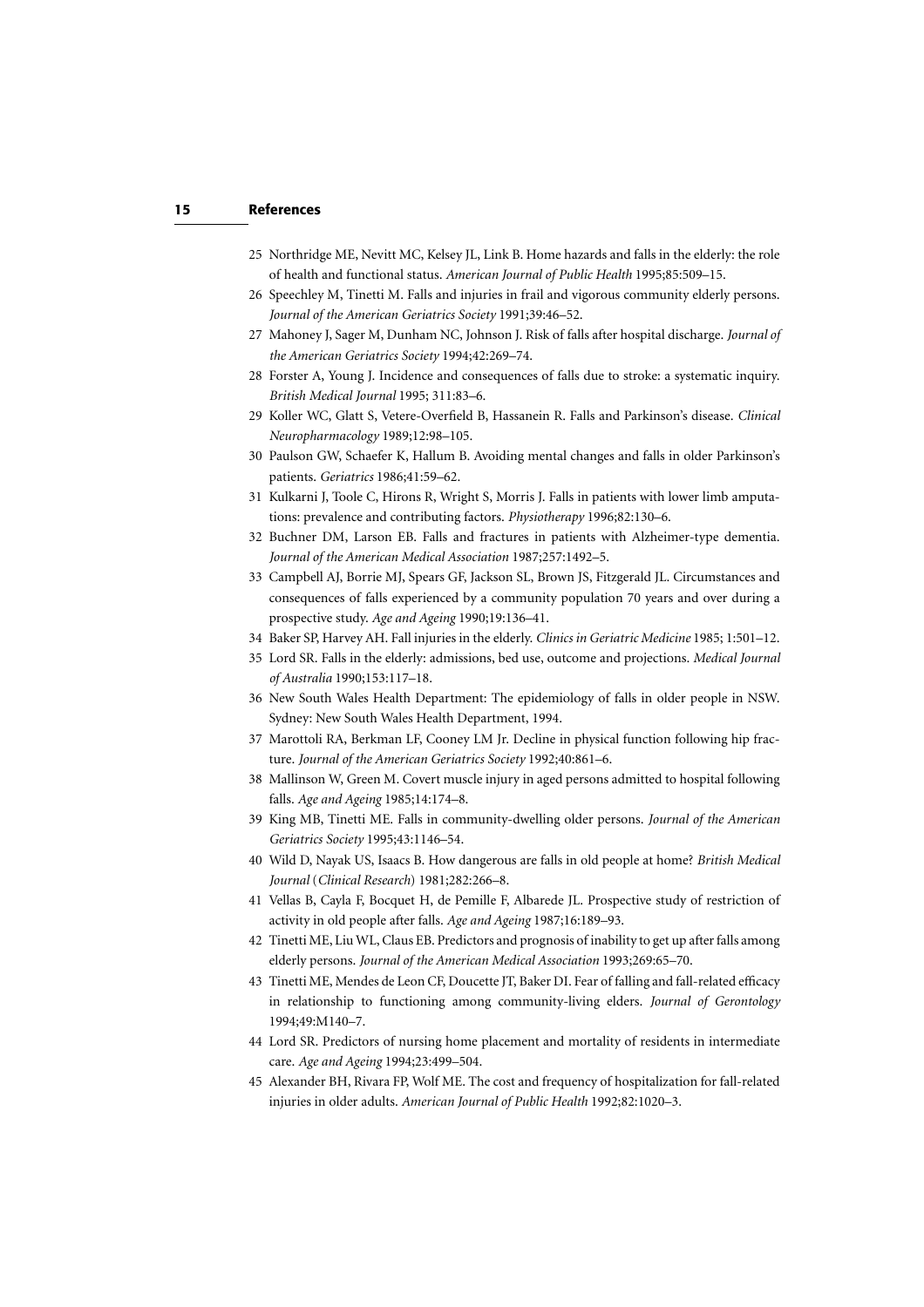25 Northridge ME, Nevitt MC, Kelsey JL, Link B. Home hazards and falls in the elderly: the role of health and functional status. *American Journal of Public Health* 1995;85:509–15.

26 Speechley M, Tinetti M. Falls and injuries in frail and vigorous community elderly persons. *Journal of the American Geriatrics Society* 1991;39:46–52.

27 Mahoney J, Sager M, Dunham NC, Johnson J. Risk of falls after hospital discharge. *Journal of the American Geriatrics Society* 1994;42:269–74.

28 Forster A, Young J. Incidence and consequences of falls due to stroke: a systematic inquiry. *British Medical Journal* 1995; 311:83–6.

29 Koller WC, Glatt S, Vetere-Overfield B, Hassanein R. Falls and Parkinson's disease. *Clinical Neuropharmacology* 1989;12:98–105.

30 Paulson GW, Schaefer K, Hallum B. Avoiding mental changes and falls in older Parkinson's patients. *Geriatrics* 1986;41:59–62.

31 Kulkarni J, Toole C, Hirons R, Wright S, Morris J. Falls in patients with lower limb amputations: prevalence and contributing factors. *Physiotherapy* 1996;82:130–6.

32 Buchner DM, Larson EB. Falls and fractures in patients with Alzheimer-type dementia. *Journal of the American Medical Association* 1987;257:1492–5.

33 Campbell AJ, Borrie MJ, Spears GF, Jackson SL, Brown JS, Fitzgerald JL. Circumstances and consequences of falls experienced by a community population 70 years and over during a prospective study. *Age and Ageing* 1990;19:136–41.

34 Baker SP, Harvey AH. Fall injuries in the elderly. *Clinics in Geriatric Medicine* 1985; 1:501–12.

35 Lord SR. Falls in the elderly: admissions, bed use, outcome and projections. *Medical Journal of Australia* 1990;153:117–18.

36 New South Wales Health Department: The epidemiology of falls in older people in NSW. Sydney: New South Wales Health Department, 1994.

37 Marottoli RA, Berkman LF, Cooney LM Jr. Decline in physical function following hip fracture. *Journal of the American Geriatrics Society* 1992;40:861–6.

38 Mallinson W, Green M. Covert muscle injury in aged persons admitted to hospital following falls. *Age and Ageing* 1985;14:174–8.

39 King MB, Tinetti ME. Falls in community-dwelling older persons. *Journal of the American Geriatrics Society* 1995;43:1146–54.

40 Wild D, Nayak US, Isaacs B. How dangerous are falls in old people at home? *British Medical Journal* (*Clinical Research*) 1981;282:266–8.

41 Vellas B, Cayla F, Bocquet H, de Pemille F, Albarede JL. Prospective study of restriction of activity in old people after falls. *Age and Ageing* 1987;16:189–93.

42 Tinetti ME, Liu WL, Claus EB. Predictors and prognosis of inability to get up after falls among elderly persons. *Journal of the American Medical Association* 1993;269:65–70.

43 Tinetti ME, Mendes de Leon CF, Doucette JT, Baker DI. Fear of falling and fall-related efficacy in relationship to functioning among community-living elders. *Journal of Gerontology* 1994;49:M140–7.

44 Lord SR. Predictors of nursing home placement and mortality of residents in intermediate care. *Age and Ageing* 1994;23:499–504.

45 Alexander BH, Rivara FP, Wolf ME. The cost and frequency of hospitalization for fall-related injuries in older adults. *American Journal of Public Health* 1992;82:1020–3.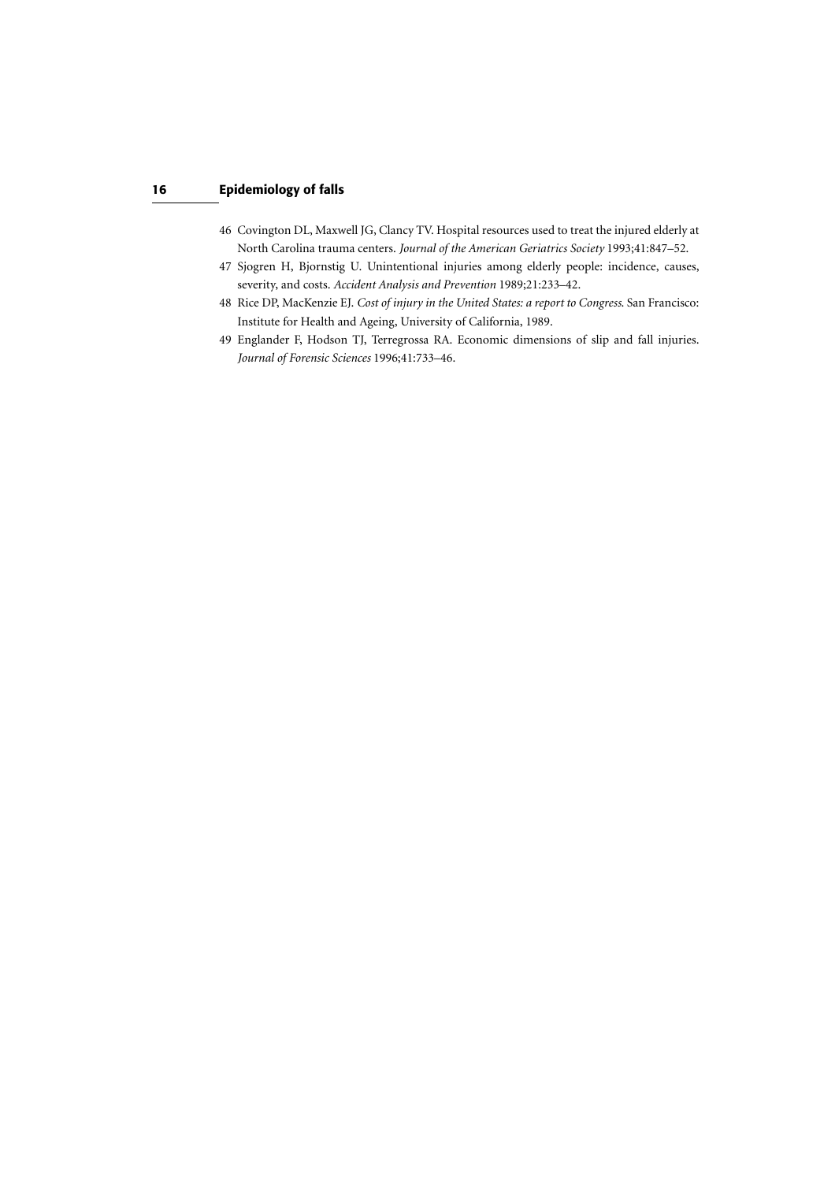46 Covington DL, Maxwell JG, Clancy TV. Hospital resources used to treat the injured elderly at North Carolina trauma centers. *Journal of the American Geriatrics Society* 1993;41:847–52.

47 Sjogren H, Bjornstig U. Unintentional injuries among elderly people: incidence, causes, severity, and costs. *Accident Analysis and Prevention* 1989;21:233–42.

48 Rice DP, MacKenzie EJ. *Cost of injury in the United States: a report to Congress*. San Francisco: Institute for Health and Ageing, University of California, 1989.

49 Englander F, Hodson TJ, Terregrossa RA. Economic dimensions of slip and fall injuries. *Journal of Forensic Sciences* 1996;41:733–46.